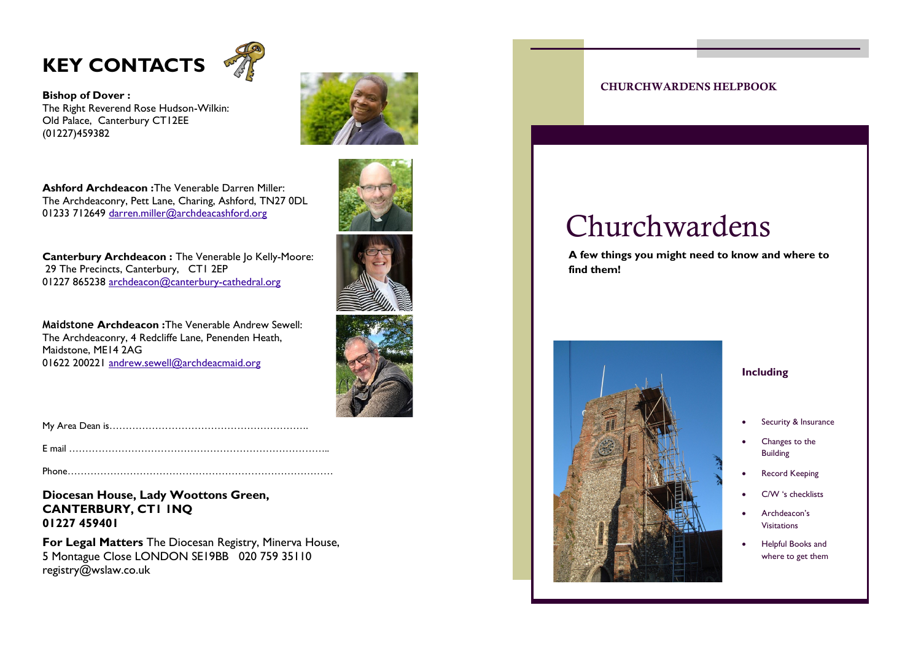# KEY CONTACTS

**Bishop of Dover :**
The Right Reverend Rose Hudson-Wilkin:
Old Palace, Canterbury CT12EE
(01227)459382

**Ashford Archdeacon :**The Venerable Darren Miller:
The Archdeaconry, Pett Lane, Charing, Ashford, TN27 0DL
01233 712649 darren.miller@archdeacashford.org

**Canterbury Archdeacon :** The Venerable Jo Kelly-Moore:
29 The Precincts, Canterbury, CT1 2EP
01227 865238 archdeacon@canterbury-cathedral.org

**Maidstone Archdeacon :**The Venerable Andrew Sewell:
The Archdeaconry, 4 Redcliffe Lane, Penenden Heath,
Maidstone, ME14 2AG
01622 200221 andrew.sewell@archdeacmaid.org

My Area Dean is……………………………………………………..

E mail ……………………………………………………………………..

Phone……………………………………………………………………

**Diocesan House, Lady Woottons Green,**
**CANTERBURY, CT1 1NQ**
**01227 459401**

**For Legal Matters** The Diocesan Registry, Minerva House,
5 Montague Close LONDON SE19BB 020 759 35110
registry@wslaw.co.uk

CHURCHWARDENS HELPBOOK

# Churchwardens

**A few things you might need to know and where to find them!**

**Including**

- Security & Insurance
- Changes to the Building
- Record Keeping
- C/W 's checklists
- Archdeacon's Visitations
- Helpful Books and where to get them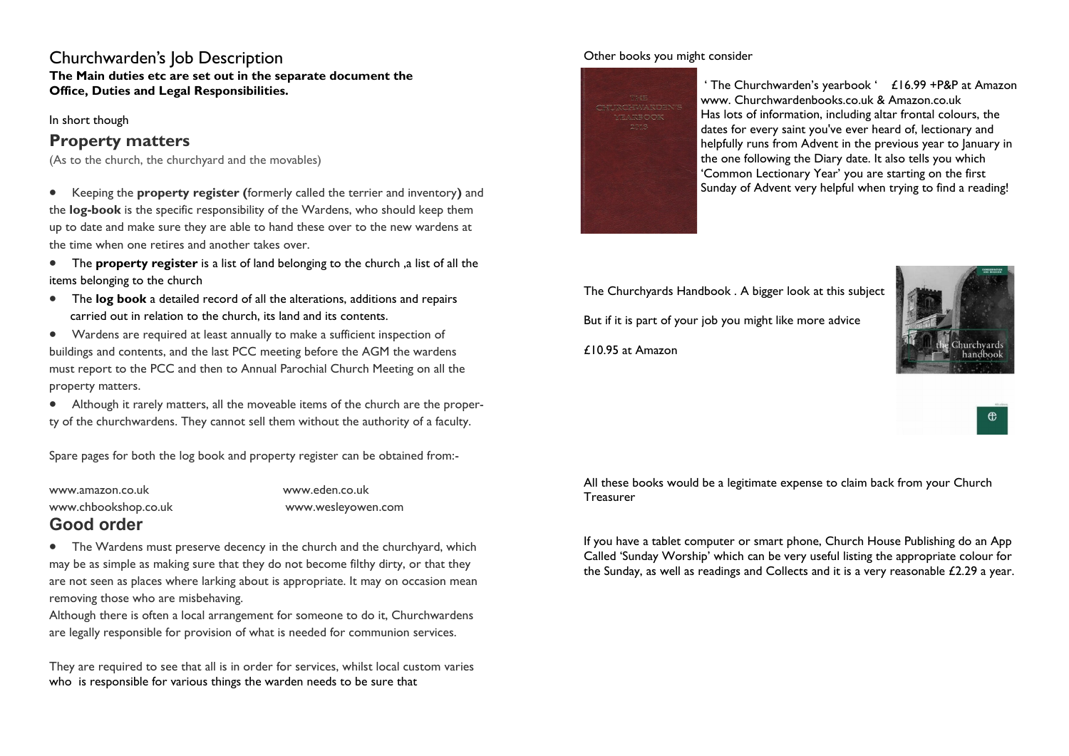# Churchwarden's Job Description

**The Main duties etc are set out in the separate document the Office, Duties and Legal Responsibilities.**

In short though

## Property matters

(As to the church, the churchyard and the movables)

- Keeping the **property register (**formerly called the terrier and inventory**)** and the **log-book** is the specific responsibility of the Wardens, who should keep them up to date and make sure they are able to hand these over to the new wardens at the time when one retires and another takes over.
- The **property register** is a list of land belonging to the church ,a list of all the items belonging to the church
- The **log book** a detailed record of all the alterations, additions and repairs carried out in relation to the church, its land and its contents.
- Wardens are required at least annually to make a sufficient inspection of buildings and contents, and the last PCC meeting before the AGM the wardens must report to the PCC and then to Annual Parochial Church Meeting on all the property matters.
- Although it rarely matters, all the moveable items of the church are the property of the churchwardens. They cannot sell them without the authority of a faculty.

Spare pages for both the log book and property register can be obtained from:-

www.amazon.co.uk www.eden.co.uk
www.chbookshop.co.uk www.wesleyowen.com

## Good order

- The Wardens must preserve decency in the church and the churchyard, which may be as simple as making sure that they do not become filthy dirty, or that they are not seen as places where larking about is appropriate. It may on occasion mean removing those who are misbehaving.

Although there is often a local arrangement for someone to do it, Churchwardens are legally responsible for provision of what is needed for communion services.

They are required to see that all is in order for services, whilst local custom varies who is responsible for various things the warden needs to be sure that

Other books you might consider

' The Churchwarden's yearbook ' £16.99 +P&P at Amazon www. Churchwardenbooks.co.uk & Amazon.co.uk
Has lots of information, including altar frontal colours, the dates for every saint you've ever heard of, lectionary and helpfully runs from Advent in the previous year to January in the one following the Diary date. It also tells you which 'Common Lectionary Year' you are starting on the first Sunday of Advent very helpful when trying to find a reading!

The Churchyards Handbook . A bigger look at this subject

But if it is part of your job you might like more advice

£10.95 at Amazon

All these books would be a legitimate expense to claim back from your Church Treasurer

If you have a tablet computer or smart phone, Church House Publishing do an App Called 'Sunday Worship' which can be very useful listing the appropriate colour for the Sunday, as well as readings and Collects and it is a very reasonable £2.29 a year.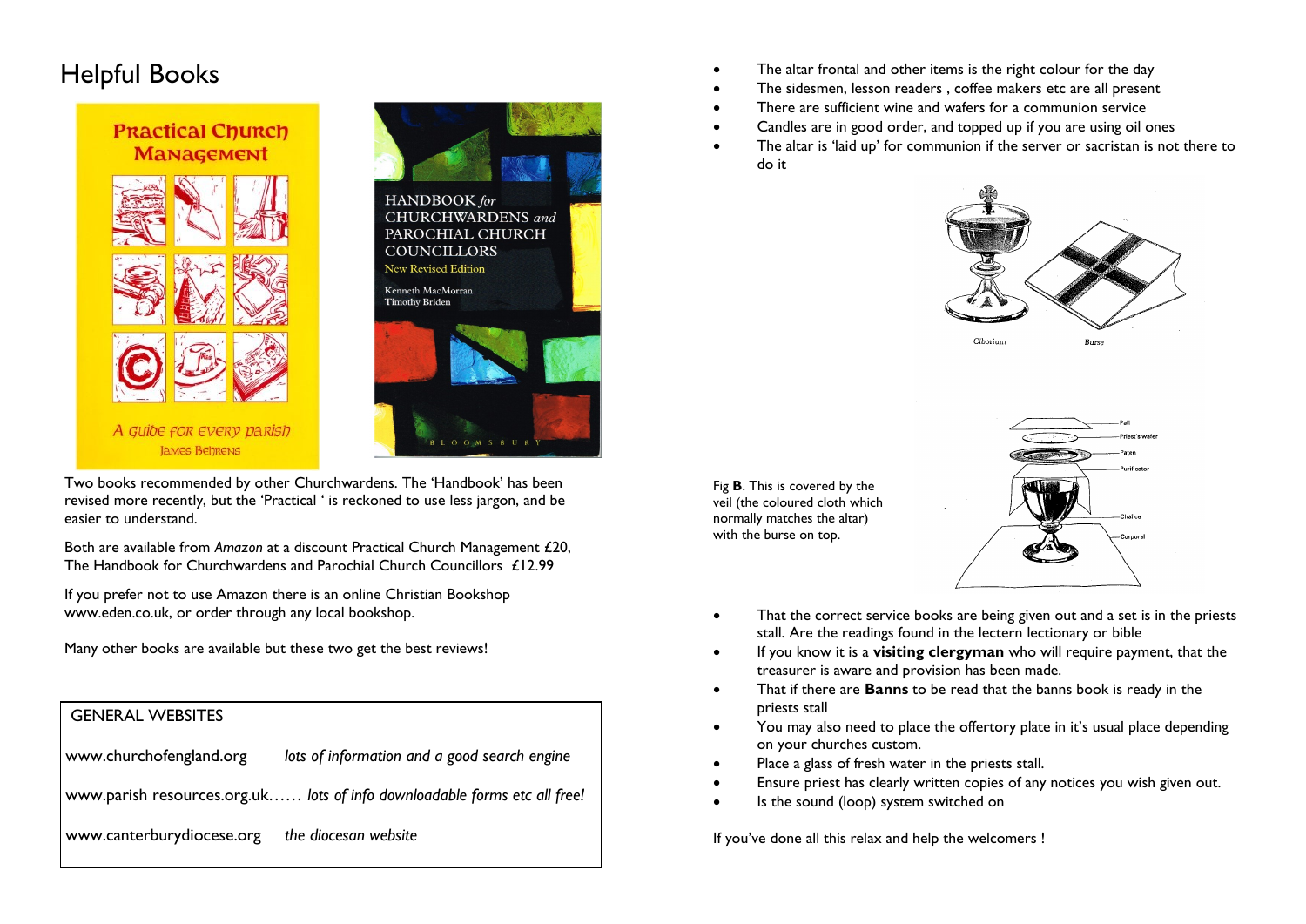# Helpful Books

Two books recommended by other Churchwardens. The 'Handbook' has been revised more recently, but the 'Practical ' is reckoned to use less jargon, and be easier to understand.

Both are available from *Amazon* at a discount Practical Church Management £20, The Handbook for Churchwardens and Parochial Church Councillors £12.99

If you prefer not to use Amazon there is an online Christian Bookshop www.eden.co.uk, or order through any local bookshop.

Many other books are available but these two get the best reviews!

GENERAL WEBSITES

www.churchofengland.org *lots of information and a good search engine*

www.parish resources.org.uk…… *lots of info downloadable forms etc all free!*

www.canterburydiocese.org *the diocesan website*

- The altar frontal and other items is the right colour for the day
- The sidesmen, lesson readers , coffee makers etc are all present
- There are sufficient wine and wafers for a communion service
- Candles are in good order, and topped up if you are using oil ones
- The altar is 'laid up' for communion if the server or sacristan is not there to do it

Fig **B**. This is covered by the veil (the coloured cloth which normally matches the altar) with the burse on top.

- That the correct service books are being given out and a set is in the priests stall. Are the readings found in the lectern lectionary or bible
- If you know it is a **visiting clergyman** who will require payment, that the treasurer is aware and provision has been made.
- That if there are **Banns** to be read that the banns book is ready in the priests stall
- You may also need to place the offertory plate in it's usual place depending on your churches custom.
- Place a glass of fresh water in the priests stall.
- Ensure priest has clearly written copies of any notices you wish given out.
- Is the sound (loop) system switched on

If you've done all this relax and help the welcomers !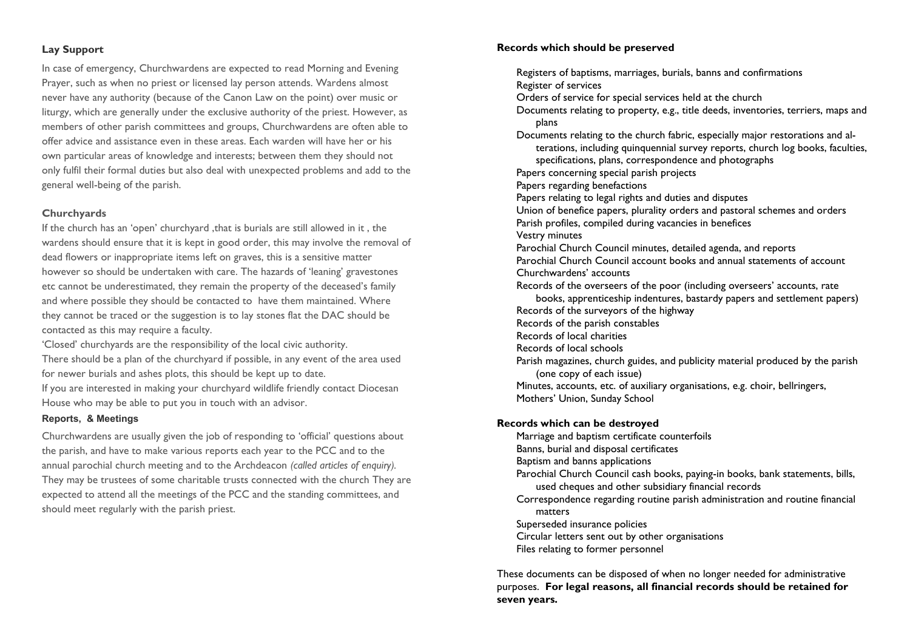## Lay Support

In case of emergency, Churchwardens are expected to read Morning and Evening Prayer, such as when no priest or licensed lay person attends. Wardens almost never have any authority (because of the Canon Law on the point) over music or liturgy, which are generally under the exclusive authority of the priest. However, as members of other parish committees and groups, Churchwardens are often able to offer advice and assistance even in these areas. Each warden will have her or his own particular areas of knowledge and interests; between them they should not only fulfil their formal duties but also deal with unexpected problems and add to the general well-being of the parish.

## Churchyards

If the church has an 'open' churchyard ,that is burials are still allowed in it , the wardens should ensure that it is kept in good order, this may involve the removal of dead flowers or inappropriate items left on graves, this is a sensitive matter however so should be undertaken with care. The hazards of 'leaning' gravestones etc cannot be underestimated, they remain the property of the deceased's family and where possible they should be contacted to have them maintained. Where they cannot be traced or the suggestion is to lay stones flat the DAC should be contacted as this may require a faculty.

'Closed' churchyards are the responsibility of the local civic authority.

There should be a plan of the churchyard if possible, in any event of the area used for newer burials and ashes plots, this should be kept up to date.

If you are interested in making your churchyard wildlife friendly contact Diocesan House who may be able to put you in touch with an advisor.

## Reports, & Meetings

Churchwardens are usually given the job of responding to 'official' questions about the parish, and have to make various reports each year to the PCC and to the annual parochial church meeting and to the Archdeacon *(called articles of enquiry).* They may be trustees of some charitable trusts connected with the church They are expected to attend all the meetings of the PCC and the standing committees, and should meet regularly with the parish priest.

## Records which should be preserved

- Registers of baptisms, marriages, burials, banns and confirmations
- Register of services
- Orders of service for special services held at the church
- Documents relating to property, e.g., title deeds, inventories, terriers, maps and plans
- Documents relating to the church fabric, especially major restorations and alterations, including quinquennial survey reports, church log books, faculties, specifications, plans, correspondence and photographs
- Papers concerning special parish projects
- Papers regarding benefactions
- Papers relating to legal rights and duties and disputes
- Union of benefice papers, plurality orders and pastoral schemes and orders
- Parish profiles, compiled during vacancies in benefices
- Vestry minutes
- Parochial Church Council minutes, detailed agenda, and reports
- Parochial Church Council account books and annual statements of account
- Churchwardens' accounts
- Records of the overseers of the poor (including overseers' accounts, rate books, apprenticeship indentures, bastardy papers and settlement papers)
- Records of the surveyors of the highway
- Records of the parish constables
- Records of local charities
- Records of local schools
- Parish magazines, church guides, and publicity material produced by the parish (one copy of each issue)
- Minutes, accounts, etc. of auxiliary organisations, e.g. choir, bellringers, Mothers' Union, Sunday School

## Records which can be destroyed

- Marriage and baptism certificate counterfoils
- Banns, burial and disposal certificates
- Baptism and banns applications
- Parochial Church Council cash books, paying-in books, bank statements, bills, used cheques and other subsidiary financial records
- Correspondence regarding routine parish administration and routine financial matters
- Superseded insurance policies
- Circular letters sent out by other organisations
- Files relating to former personnel

These documents can be disposed of when no longer needed for administrative purposes. **For legal reasons, all financial records should be retained for seven years.**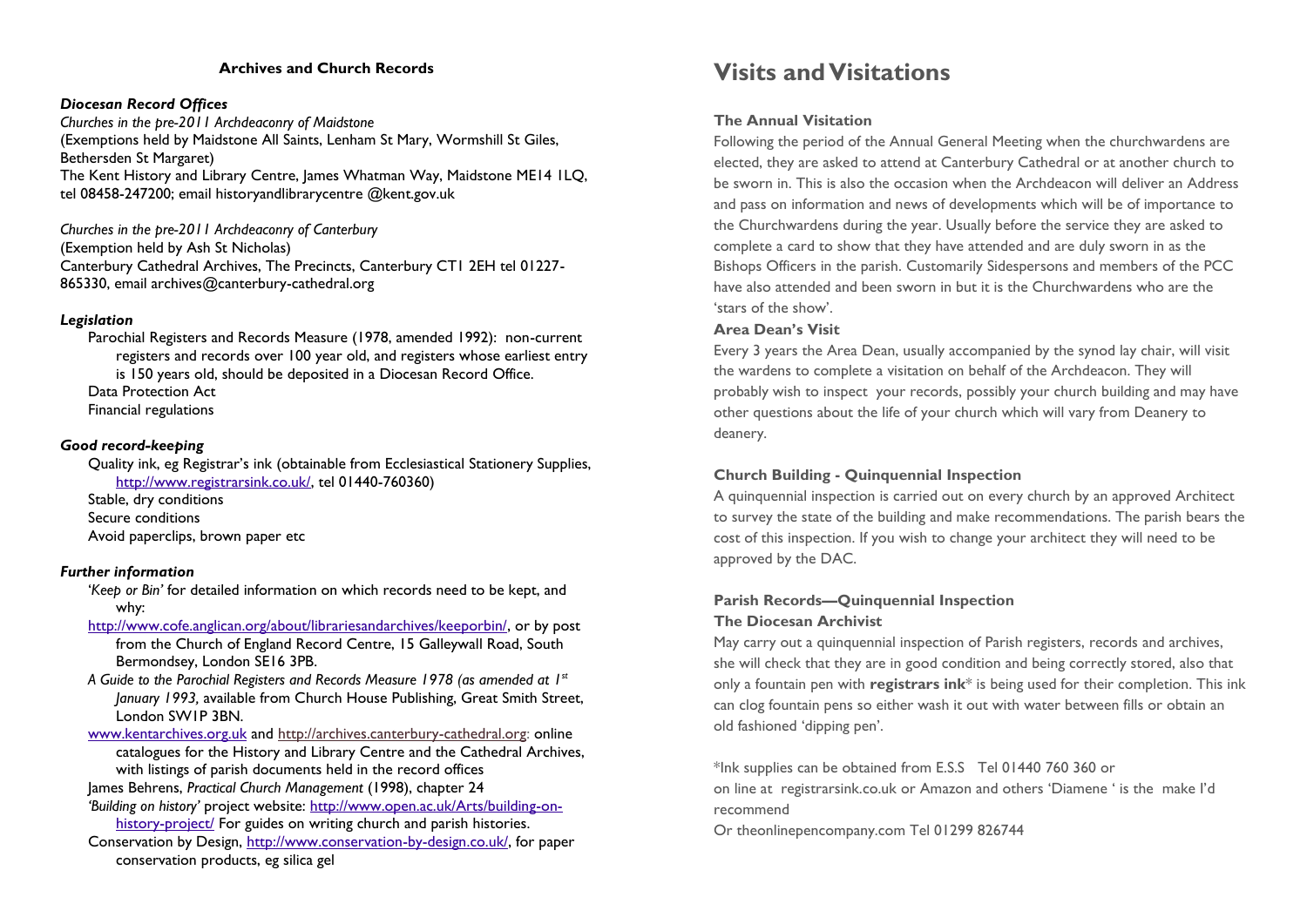## Archives and Church Records

### *Diocesan Record Offices*

*Churches in the pre-2011 Archdeaconry of Maidstone*
(Exemptions held by Maidstone All Saints, Lenham St Mary, Wormshill St Giles, Bethersden St Margaret)
The Kent History and Library Centre, James Whatman Way, Maidstone ME14 1LQ, tel 08458-247200; email historyandlibrarycentre @kent.gov.uk

*Churches in the pre-2011 Archdeaconry of Canterbury*
(Exemption held by Ash St Nicholas)
Canterbury Cathedral Archives, The Precincts, Canterbury CT1 2EH tel 01227-865330, email archives@canterbury-cathedral.org

### *Legislation*

Parochial Registers and Records Measure (1978, amended 1992): non-current registers and records over 100 year old, and registers whose earliest entry is 150 years old, should be deposited in a Diocesan Record Office.
Data Protection Act
Financial regulations

### *Good record-keeping*

Quality ink, eg Registrar's ink (obtainable from Ecclesiastical Stationery Supplies, http://www.registrarsink.co.uk/, tel 01440-760360)
Stable, dry conditions
Secure conditions
Avoid paperclips, brown paper etc

### *Further information*

*'Keep or Bin'* for detailed information on which records need to be kept, and why:
http://www.cofe.anglican.org/about/librariesandarchives/keeporbin/, or by post from the Church of England Record Centre, 15 Galleywall Road, South Bermondsey, London SE16 3PB.
*A Guide to the Parochial Registers and Records Measure 1978 (as amended at 1st January 1993,* available from Church House Publishing, Great Smith Street, London SW1P 3BN.
www.kentarchives.org.uk and http://archives.canterbury-cathedral.org: online catalogues for the History and Library Centre and the Cathedral Archives, with listings of parish documents held in the record offices
James Behrens, *Practical Church Management* (1998), chapter 24
*'Building on history'* project website: http://www.open.ac.uk/Arts/building-on-history-project/ For guides on writing church and parish histories.
Conservation by Design, http://www.conservation-by-design.co.uk/, for paper conservation products, eg silica gel

# Visits and Visitations

### The Annual Visitation

Following the period of the Annual General Meeting when the churchwardens are elected, they are asked to attend at Canterbury Cathedral or at another church to be sworn in. This is also the occasion when the Archdeacon will deliver an Address and pass on information and news of developments which will be of importance to the Churchwardens during the year. Usually before the service they are asked to complete a card to show that they have attended and are duly sworn in as the Bishops Officers in the parish. Customarily Sidespersons and members of the PCC have also attended and been sworn in but it is the Churchwardens who are the 'stars of the show'.

### Area Dean's Visit

Every 3 years the Area Dean, usually accompanied by the synod lay chair, will visit the wardens to complete a visitation on behalf of the Archdeacon. They will probably wish to inspect your records, possibly your church building and may have other questions about the life of your church which will vary from Deanery to deanery.

### Church Building - Quinquennial Inspection

A quinquennial inspection is carried out on every church by an approved Architect to survey the state of the building and make recommendations. The parish bears the cost of this inspection. If you wish to change your architect they will need to be approved by the DAC.

### Parish Records—Quinquennial Inspection

### The Diocesan Archivist

May carry out a quinquennial inspection of Parish registers, records and archives, she will check that they are in good condition and being correctly stored, also that only a fountain pen with **registrars ink*** is being used for their completion. This ink can clog fountain pens so either wash it out with water between fills or obtain an old fashioned 'dipping pen'.

*Ink supplies can be obtained from E.S.S Tel 01440 760 360 or
on line at registrarsink.co.uk or Amazon and others 'Diamene ' is the make I'd recommend
Or theonlinepencompany.com Tel 01299 826744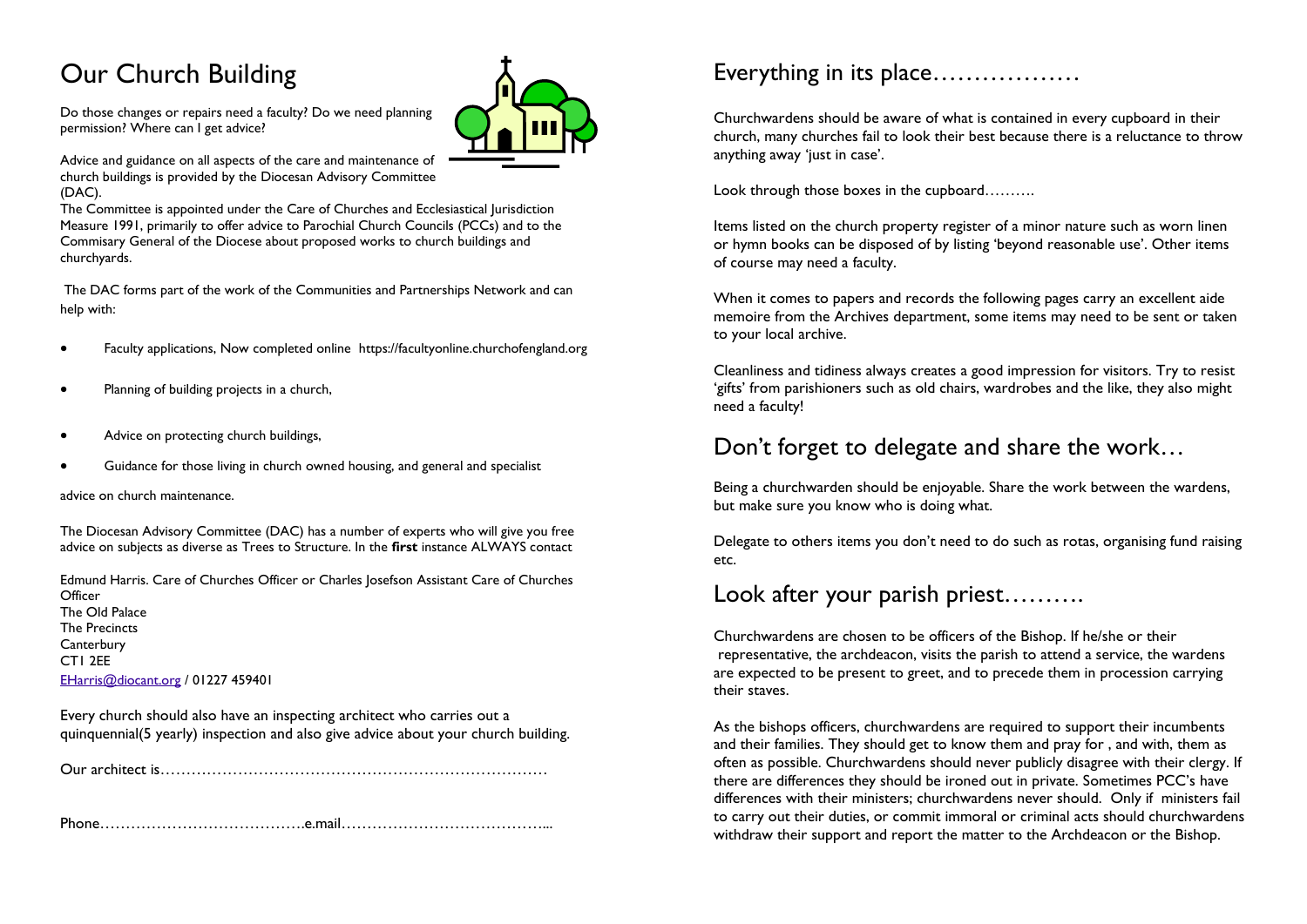# Our Church Building

Do those changes or repairs need a faculty? Do we need planning permission? Where can I get advice?

Advice and guidance on all aspects of the care and maintenance of church buildings is provided by the Diocesan Advisory Committee (DAC).

The Committee is appointed under the Care of Churches and Ecclesiastical Jurisdiction Measure 1991, primarily to offer advice to Parochial Church Councils (PCCs) and to the Commisary General of the Diocese about proposed works to church buildings and churchyards.

The DAC forms part of the work of the Communities and Partnerships Network and can help with:

- Faculty applications, Now completed online https://facultyonline.churchofengland.org
- Planning of building projects in a church,
- Advice on protecting church buildings,
- Guidance for those living in church owned housing, and general and specialist

advice on church maintenance.

The Diocesan Advisory Committee (DAC) has a number of experts who will give you free advice on subjects as diverse as Trees to Structure. In the **first** instance ALWAYS contact

Edmund Harris. Care of Churches Officer or Charles Josefson Assistant Care of Churches Officer
The Old Palace
The Precincts
Canterbury
CT1 2EE
EHarris@diocant.org / 01227 459401

Every church should also have an inspecting architect who carries out a quinquennial(5 yearly) inspection and also give advice about your church building.

Our architect is…………………………………………………………………

Phone………………………………….e.mail…………………………………...

# Everything in its place………………

Churchwardens should be aware of what is contained in every cupboard in their church, many churches fail to look their best because there is a reluctance to throw anything away 'just in case'.

Look through those boxes in the cupboard……….

Items listed on the church property register of a minor nature such as worn linen or hymn books can be disposed of by listing 'beyond reasonable use'. Other items of course may need a faculty.

When it comes to papers and records the following pages carry an excellent aide memoire from the Archives department, some items may need to be sent or taken to your local archive.

Cleanliness and tidiness always creates a good impression for visitors. Try to resist 'gifts' from parishioners such as old chairs, wardrobes and the like, they also might need a faculty!

# Don't forget to delegate and share the work…

Being a churchwarden should be enjoyable. Share the work between the wardens, but make sure you know who is doing what.

Delegate to others items you don't need to do such as rotas, organising fund raising etc.

# Look after your parish priest……….

Churchwardens are chosen to be officers of the Bishop. If he/she or their representative, the archdeacon, visits the parish to attend a service, the wardens are expected to be present to greet, and to precede them in procession carrying their staves.

As the bishops officers, churchwardens are required to support their incumbents and their families. They should get to know them and pray for , and with, them as often as possible. Churchwardens should never publicly disagree with their clergy. If there are differences they should be ironed out in private. Sometimes PCC's have differences with their ministers; churchwardens never should. Only if ministers fail to carry out their duties, or commit immoral or criminal acts should churchwardens withdraw their support and report the matter to the Archdeacon or the Bishop.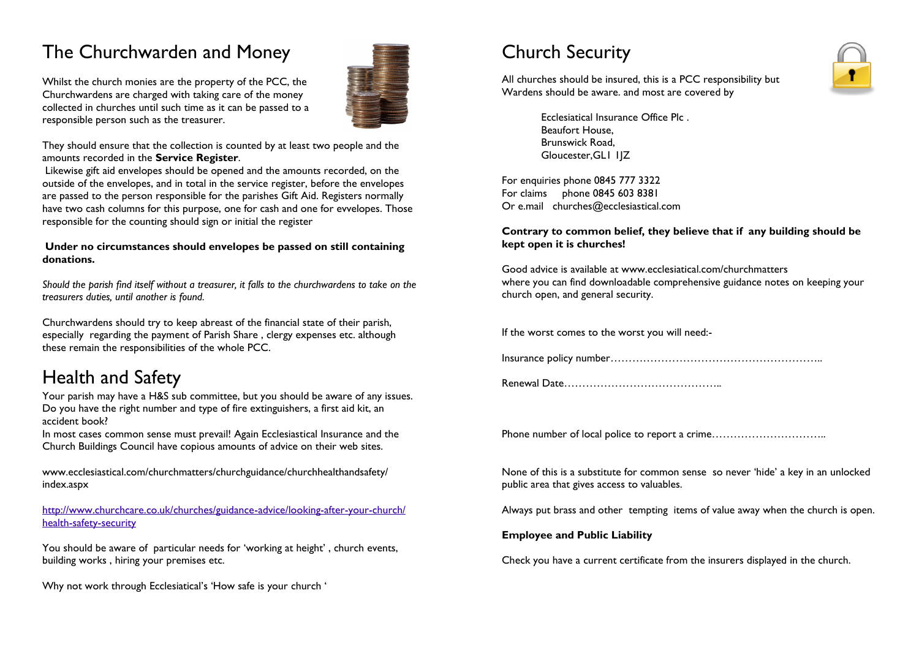# The Churchwarden and Money

Whilst the church monies are the property of the PCC, the Churchwardens are charged with taking care of the money collected in churches until such time as it can be passed to a responsible person such as the treasurer.

They should ensure that the collection is counted by at least two people and the amounts recorded in the **Service Register**.
Likewise gift aid envelopes should be opened and the amounts recorded, on the outside of the envelopes, and in total in the service register, before the envelopes are passed to the person responsible for the parishes Gift Aid. Registers normally have two cash columns for this purpose, one for cash and one for evvelopes. Those responsible for the counting should sign or initial the register

**Under no circumstances should envelopes be passed on still containing donations.**

*Should the parish find itself without a treasurer, it falls to the churchwardens to take on the treasurers duties, until another is found.*

Churchwardens should try to keep abreast of the financial state of their parish, especially regarding the payment of Parish Share , clergy expenses etc. although these remain the responsibilities of the whole PCC.

# Health and Safety

Your parish may have a H&S sub committee, but you should be aware of any issues. Do you have the right number and type of fire extinguishers, a first aid kit, an accident book?
In most cases common sense must prevail! Again Ecclesiastical Insurance and the Church Buildings Council have copious amounts of advice on their web sites.

www.ecclesiastical.com/churchmatters/churchguidance/churchhealthandsafety/index.aspx

[http://www.churchcare.co.uk/churches/guidance-advice/looking-after-your-church/health-safety-security](http://www.churchcare.co.uk/churches/guidance-advice/looking-after-your-church/health-safety-security)

You should be aware of particular needs for 'working at height' , church events, building works , hiring your premises etc.

Why not work through Ecclesiatical's 'How safe is your church '

# Church Security

All churches should be insured, this is a PCC responsibility but Wardens should be aware. and most are covered by

Ecclesiatical Insurance Office Plc .
Beaufort House,
Brunswick Road,
Gloucester,GL1 1JZ

For enquiries phone 0845 777 3322
For claims phone 0845 603 8381
Or e.mail churches@ecclesiastical.com

**Contrary to common belief, they believe that if any building should be kept open it is churches!**

Good advice is available at www.ecclesiatical.com/churchmatters
where you can find downloadable comprehensive guidance notes on keeping your church open, and general security.

If the worst comes to the worst you will need:-

Insurance policy number…………………………………………………..

Renewal Date……………………………………..

Phone number of local police to report a crime…………………………..

None of this is a substitute for common sense so never 'hide' a key in an unlocked public area that gives access to valuables.

Always put brass and other tempting items of value away when the church is open.

**Employee and Public Liability**

Check you have a current certificate from the insurers displayed in the church.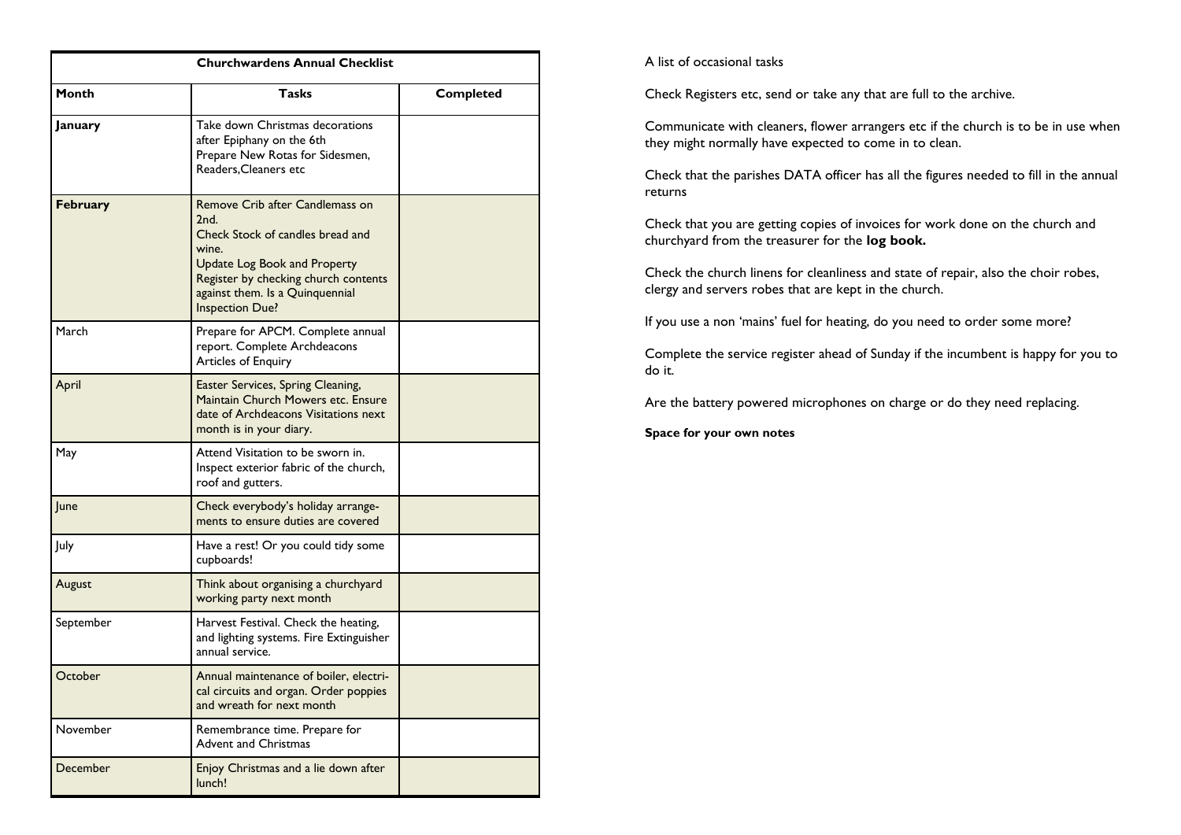| Churchwardens Annual Checklist | | |
|---|---|---|
| **Month** | **Tasks** | **Completed** |
| **January** | Take down Christmas decorations after Epiphany on the 6th<br>Prepare New Rotas for Sidesmen, Readers,Cleaners etc | |
| **February** | Remove Crib after Candlemass on 2nd.<br>Check Stock of candles bread and wine.<br>Update Log Book and Property Register by checking church contents against them. Is a Quinquennial Inspection Due? | |
| March | Prepare for APCM. Complete annual report. Complete Archdeacons Articles of Enquiry | |
| April | Easter Services, Spring Cleaning, Maintain Church Mowers etc. Ensure date of Archdeacons Visitations next month is in your diary. | |
| May | Attend Visitation to be sworn in. Inspect exterior fabric of the church, roof and gutters. | |
| June | Check everybody's holiday arrangements to ensure duties are covered | |
| July | Have a rest! Or you could tidy some cupboards! | |
| August | Think about organising a churchyard working party next month | |
| September | Harvest Festival. Check the heating, and lighting systems. Fire Extinguisher annual service. | |
| October | Annual maintenance of boiler, electrical circuits and organ. Order poppies and wreath for next month | |
| November | Remembrance time. Prepare for Advent and Christmas | |
| December | Enjoy Christmas and a lie down after lunch! | |

A list of occasional tasks

Check Registers etc, send or take any that are full to the archive.

Communicate with cleaners, flower arrangers etc if the church is to be in use when they might normally have expected to come in to clean.

Check that the parishes DATA officer has all the figures needed to fill in the annual returns

Check that you are getting copies of invoices for work done on the church and churchyard from the treasurer for the **log book.**

Check the church linens for cleanliness and state of repair, also the choir robes, clergy and servers robes that are kept in the church.

If you use a non 'mains' fuel for heating, do you need to order some more?

Complete the service register ahead of Sunday if the incumbent is happy for you to do it.

Are the battery powered microphones on charge or do they need replacing.

**Space for your own notes**